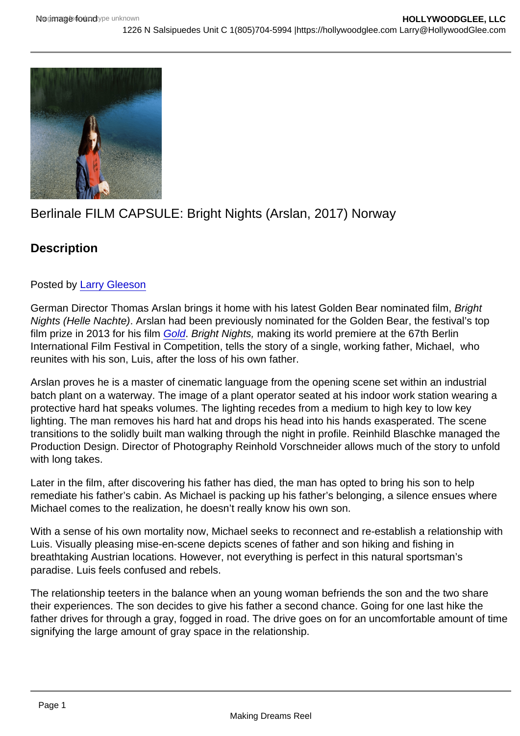# Berlinale FILM CAPSULE: Bright Nights (Arslan, 2017) Norway

## Description

Posted by Larry Gleeson

German Director Thomas Arslan brings it home with his latest Golden Bear nominated film, *Bright Nights (Helle Nachte)*. Arslan had been previously nominated for the Golden Bear, the festival's top film prize in 2013 for his film *Gold*. *Bright Nights,* making its world premiere at the 67th Berlin International Film Festival in Competition, tells the story of a single, working father, Michael, who reunites with his son, Luis, after the loss of his own father.

Arslan proves he is a master of cinematic language from the opening scene set within an industrial batch plant on a waterway. The image of a plant operator seated at his indoor work station wearing a protective hard hat speaks volumes. The lighting recedes from a medium to high key to low key lighting. The man removes his hard hat and drops his head into his hands exasperated. The scene transitions to the solidly built man walking through the night in profile. Reinhild Blaschke managed the Production Design. Director of Photography Reinhold Vorschneider allows much of the story to unfold with long takes.

Later in the film, after discovering his father has died, the man has opted to bring his son to help remediate his father's cabin. As Michael is packing up his father's belonging, a silence ensues where Michael comes to the realization, he doesn't really know his own son.

With a sense of his own mortality now, Michael seeks to reconnect and re-establish a relationship with Luis. Visually pleasing mise-en-scene depicts scenes of father and son hiking and fishing in breathtaking Austrian locations. However, not everything is perfect in this natural sportsman's paradise. Luis feels confused and rebels.

The relationship teeters in the balance when an young woman befriends the son and the two share their experiences. The son decides to give his father a second chance. Going for one last hike the father drives for through a gray, fogged in road. The drive goes on for an uncomfortable amount of time signifying the large amount of gray space in the relationship.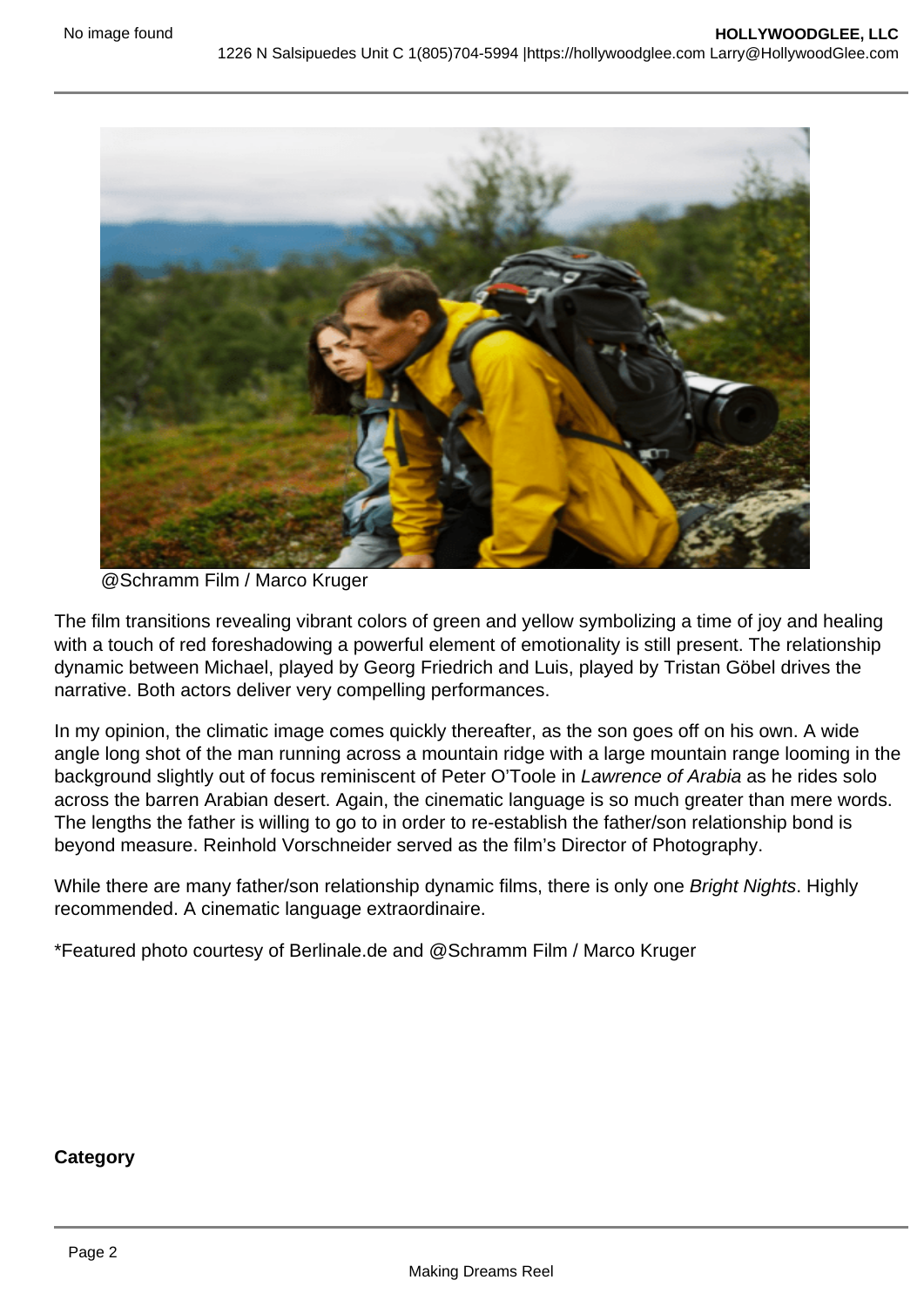@Schramm Film / Marco Kruger

The film transitions revealing vibrant colors of green and yellow symbolizing a time of joy and healing with a touch of red foreshadowing a powerful element of emotionality is still present. The relationship dynamic between Michael, played by Georg Friedrich and Luis, played by Tristan Göbel drives the narrative. Both actors deliver very compelling performances.

In my opinion, the climatic image comes quickly thereafter, as the son goes off on his own. A wide angle long shot of the man running across a mountain ridge with a large mountain range looming in the background slightly out of focus reminiscent of Peter O'Toole in *Lawrence of Arabia* as he rides solo across the barren Arabian desert. Again, the cinematic language is so much greater than mere words. The lengths the father is willing to go to in order to re-establish the father/son relationship bond is beyond measure. Reinhold Vorschneider served as the film's Director of Photography.

While there are many father/son relationship dynamic films, there is only one *Bright Nights*. Highly recommended. A cinematic language extraordinaire.

*Featured photo courtesy of Berlinale.de and @Schramm Film / Marco Kruger

**Category**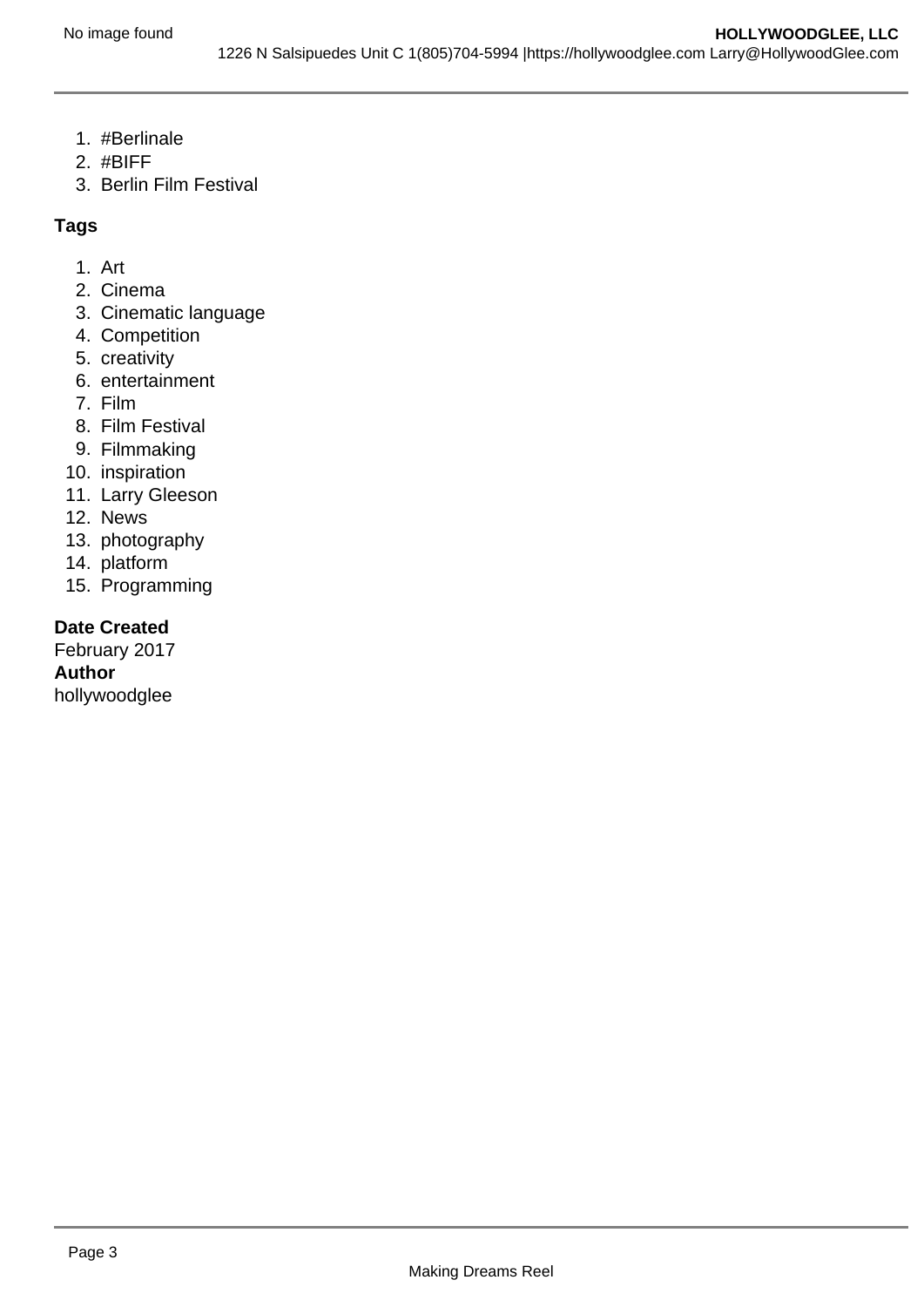1. #Berlinale
2. #BIFF
3. Berlin Film Festival

**Tags**

1. Art
2. Cinema
3. Cinematic language
4. Competition
5. creativity
6. entertainment
7. Film
8. Film Festival
9. Filmmaking
10. inspiration
11. Larry Gleeson
12. News
13. photography
14. platform
15. Programming

**Date Created**
February 2017
**Author**
hollywoodglee